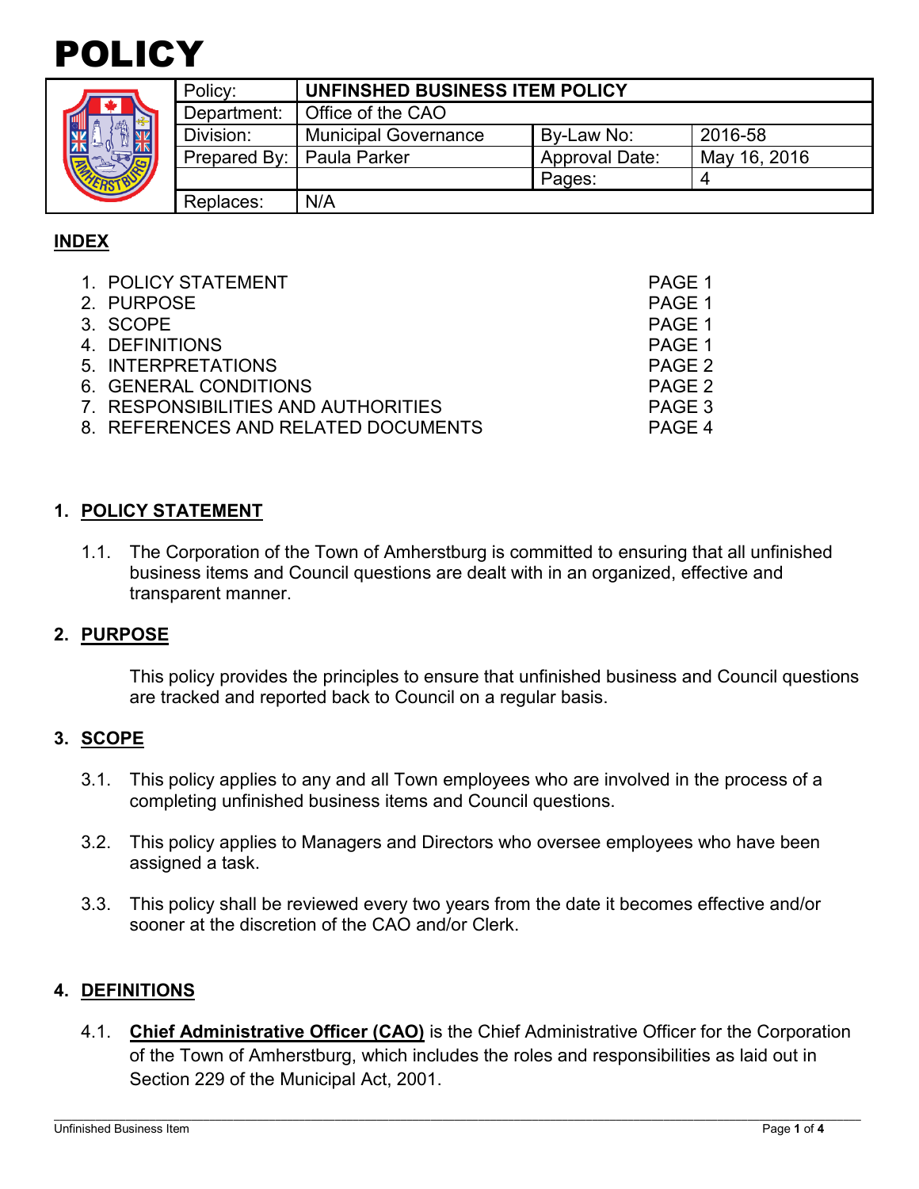# POLICY

| Policy: | UNFINSHED BUSINESS ITEM POLICY | | |
|---|---|---|---|
| Department: | Office of the CAO | | |
| Division: | Municipal Governance | By-Law No: | 2016-58 |
| Prepared By: | Paula Parker | Approval Date: | May 16, 2016 |
| | | Pages: | 4 |
| Replaces: | N/A | | |

## INDEX

1. POLICY STATEMENT — PAGE 1
2. PURPOSE — PAGE 1
3. SCOPE — PAGE 1
4. DEFINITIONS — PAGE 1
5. INTERPRETATIONS — PAGE 2
6. GENERAL CONDITIONS — PAGE 2
7. RESPONSIBILITIES AND AUTHORITIES — PAGE 3
8. REFERENCES AND RELATED DOCUMENTS — PAGE 4

## 1. POLICY STATEMENT

1.1. The Corporation of the Town of Amherstburg is committed to ensuring that all unfinished business items and Council questions are dealt with in an organized, effective and transparent manner.

## 2. PURPOSE

This policy provides the principles to ensure that unfinished business and Council questions are tracked and reported back to Council on a regular basis.

## 3. SCOPE

3.1. This policy applies to any and all Town employees who are involved in the process of a completing unfinished business items and Council questions.

3.2. This policy applies to Managers and Directors who oversee employees who have been assigned a task.

3.3. This policy shall be reviewed every two years from the date it becomes effective and/or sooner at the discretion of the CAO and/or Clerk.

## 4. DEFINITIONS

4.1. **Chief Administrative Officer (CAO)** is the Chief Administrative Officer for the Corporation of the Town of Amherstburg, which includes the roles and responsibilities as laid out in Section 229 of the Municipal Act, 2001.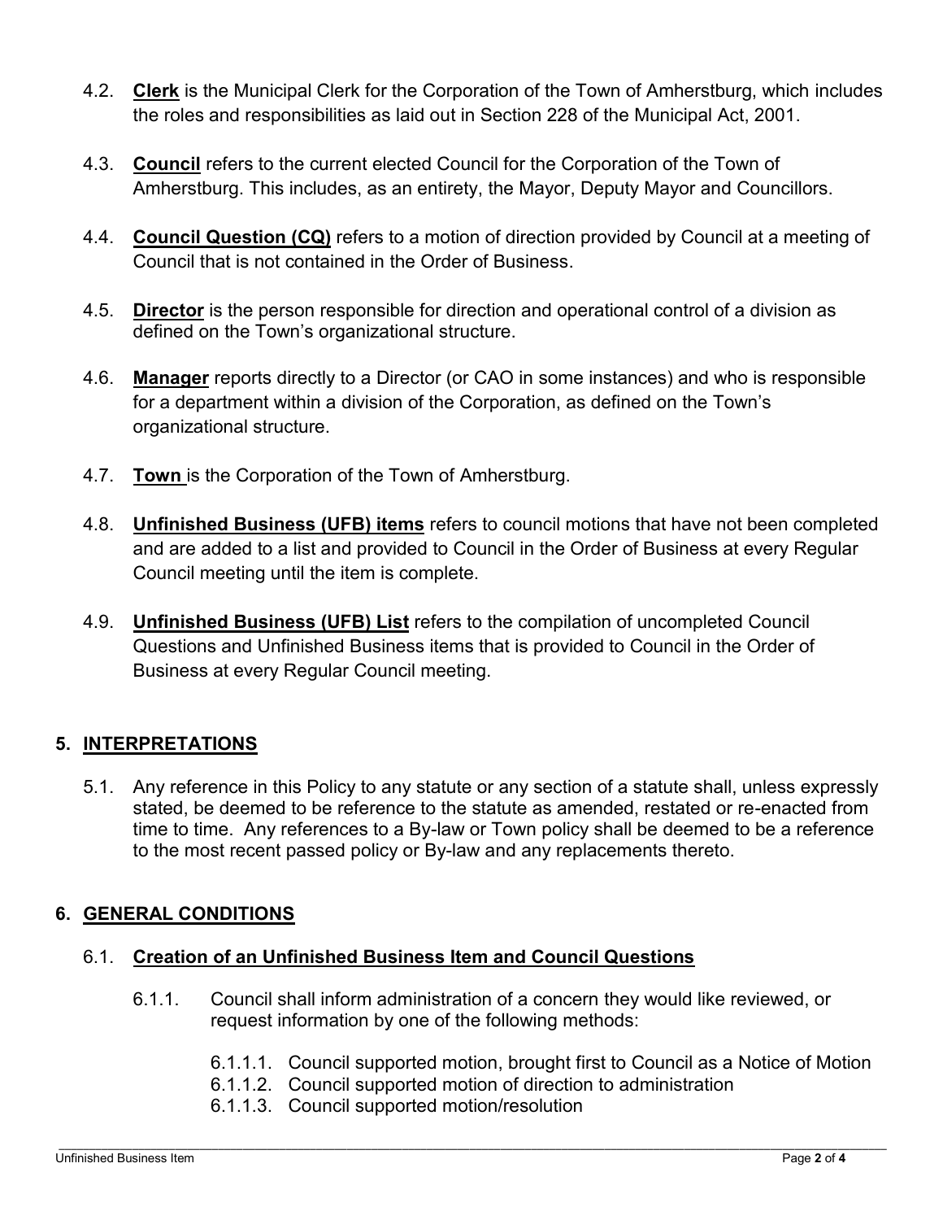4.2. **Clerk** is the Municipal Clerk for the Corporation of the Town of Amherstburg, which includes the roles and responsibilities as laid out in Section 228 of the Municipal Act, 2001.

4.3. **Council** refers to the current elected Council for the Corporation of the Town of Amherstburg. This includes, as an entirety, the Mayor, Deputy Mayor and Councillors.

4.4. **Council Question (CQ)** refers to a motion of direction provided by Council at a meeting of Council that is not contained in the Order of Business.

4.5. **Director** is the person responsible for direction and operational control of a division as defined on the Town's organizational structure.

4.6. **Manager** reports directly to a Director (or CAO in some instances) and who is responsible for a department within a division of the Corporation, as defined on the Town's organizational structure.

4.7. **Town** is the Corporation of the Town of Amherstburg.

4.8. **Unfinished Business (UFB) items** refers to council motions that have not been completed and are added to a list and provided to Council in the Order of Business at every Regular Council meeting until the item is complete.

4.9. **Unfinished Business (UFB) List** refers to the compilation of uncompleted Council Questions and Unfinished Business items that is provided to Council in the Order of Business at every Regular Council meeting.

## 5. INTERPRETATIONS

5.1. Any reference in this Policy to any statute or any section of a statute shall, unless expressly stated, be deemed to be reference to the statute as amended, restated or re-enacted from time to time. Any references to a By-law or Town policy shall be deemed to be a reference to the most recent passed policy or By-law and any replacements thereto.

## 6. GENERAL CONDITIONS

### 6.1. Creation of an Unfinished Business Item and Council Questions

6.1.1. Council shall inform administration of a concern they would like reviewed, or request information by one of the following methods:

6.1.1.1. Council supported motion, brought first to Council as a Notice of Motion
6.1.1.2. Council supported motion of direction to administration
6.1.1.3. Council supported motion/resolution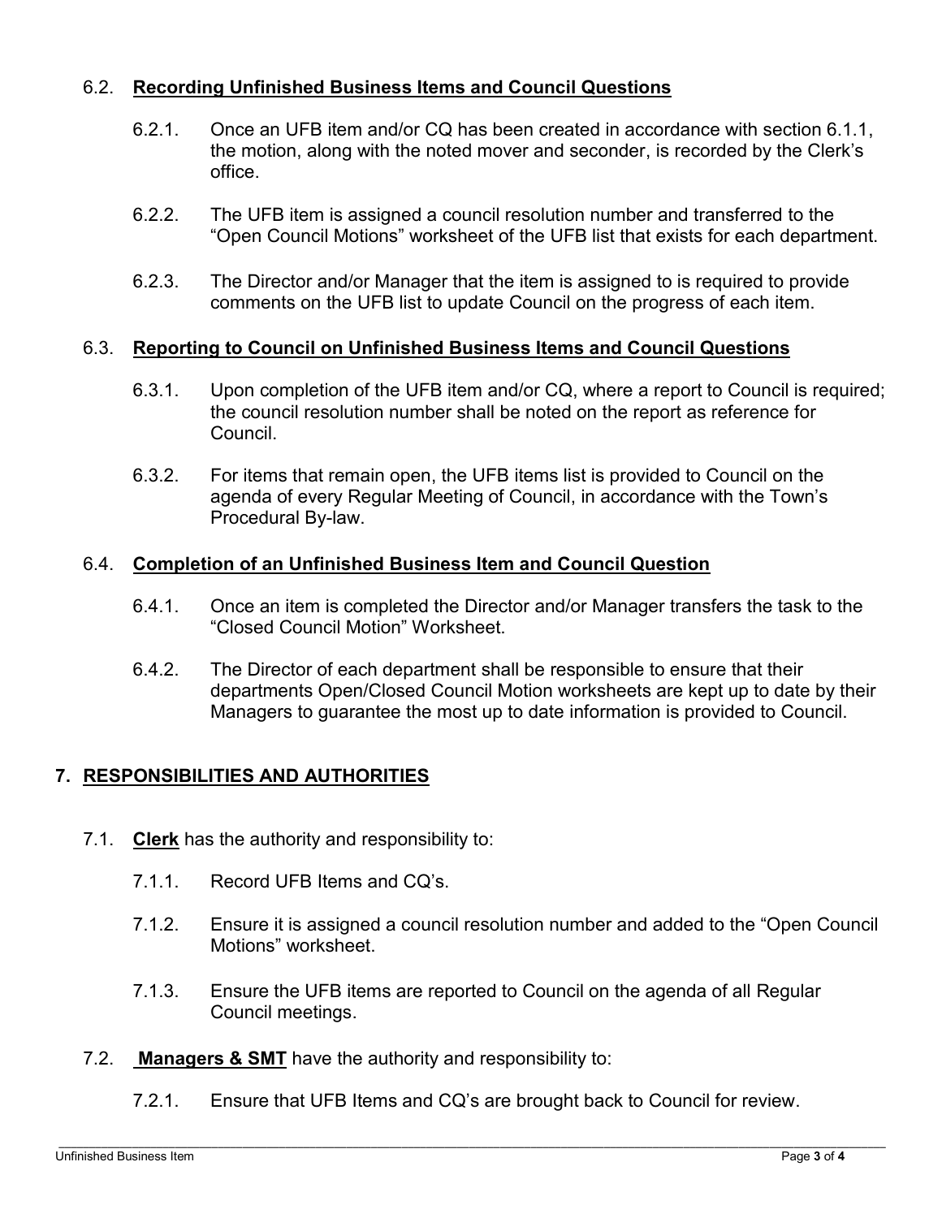### 6.2. Recording Unfinished Business Items and Council Questions

6.2.1. Once an UFB item and/or CQ has been created in accordance with section 6.1.1, the motion, along with the noted mover and seconder, is recorded by the Clerk's office.

6.2.2. The UFB item is assigned a council resolution number and transferred to the "Open Council Motions" worksheet of the UFB list that exists for each department.

6.2.3. The Director and/or Manager that the item is assigned to is required to provide comments on the UFB list to update Council on the progress of each item.

### 6.3. Reporting to Council on Unfinished Business Items and Council Questions

6.3.1. Upon completion of the UFB item and/or CQ, where a report to Council is required; the council resolution number shall be noted on the report as reference for Council.

6.3.2. For items that remain open, the UFB items list is provided to Council on the agenda of every Regular Meeting of Council, in accordance with the Town's Procedural By-law.

### 6.4. Completion of an Unfinished Business Item and Council Question

6.4.1. Once an item is completed the Director and/or Manager transfers the task to the "Closed Council Motion" Worksheet.

6.4.2. The Director of each department shall be responsible to ensure that their departments Open/Closed Council Motion worksheets are kept up to date by their Managers to guarantee the most up to date information is provided to Council.

## 7. RESPONSIBILITIES AND AUTHORITIES

7.1. **Clerk** has the authority and responsibility to:

7.1.1. Record UFB Items and CQ's.

7.1.2. Ensure it is assigned a council resolution number and added to the "Open Council Motions" worksheet.

7.1.3. Ensure the UFB items are reported to Council on the agenda of all Regular Council meetings.

7.2. **Managers & SMT** have the authority and responsibility to:

7.2.1. Ensure that UFB Items and CQ's are brought back to Council for review.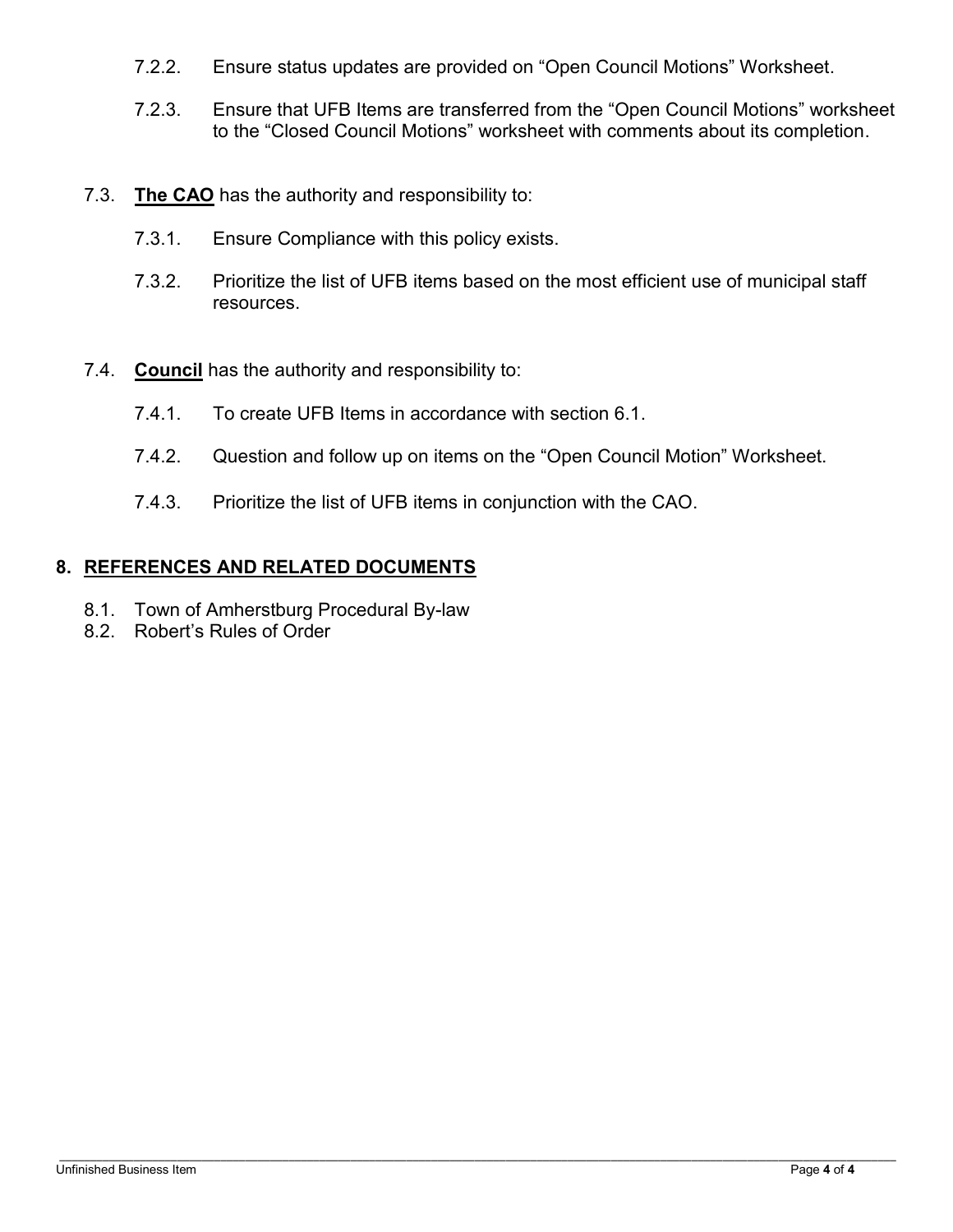7.2.2. Ensure status updates are provided on "Open Council Motions" Worksheet.

7.2.3. Ensure that UFB Items are transferred from the "Open Council Motions" worksheet to the "Closed Council Motions" worksheet with comments about its completion.

7.3. **The CAO** has the authority and responsibility to:

7.3.1. Ensure Compliance with this policy exists.

7.3.2. Prioritize the list of UFB items based on the most efficient use of municipal staff resources.

7.4. **Council** has the authority and responsibility to:

7.4.1. To create UFB Items in accordance with section 6.1.

7.4.2. Question and follow up on items on the "Open Council Motion" Worksheet.

7.4.3. Prioritize the list of UFB items in conjunction with the CAO.

## 8. REFERENCES AND RELATED DOCUMENTS

8.1. Town of Amherstburg Procedural By-law
8.2. Robert's Rules of Order